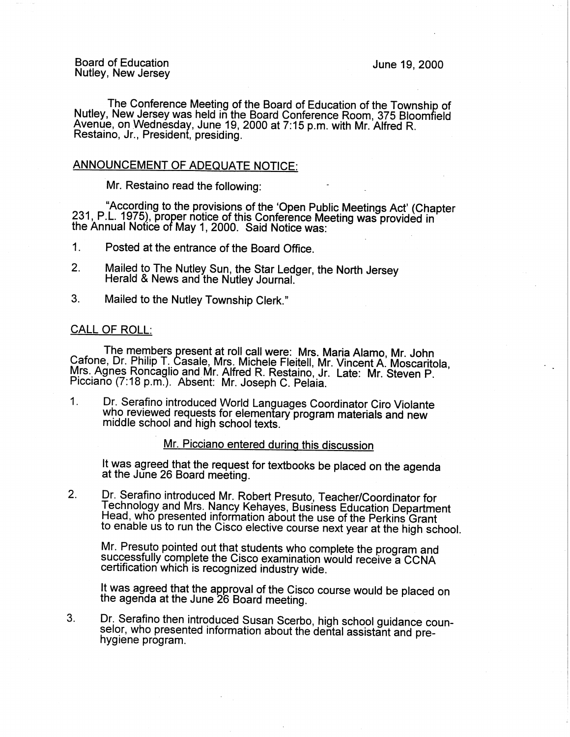Board of Education
Nutley, New Jersey

June 19, 2000

The Conference Meeting of the Board of Education of the Township of Nutley, New Jersey was held in the Board Conference Room, 375 Bloomfield Avenue, on Wednesday, June 19, 2000 at 7:15 p.m. with Mr. Alfred R. Restaino, Jr., President, presiding.

## ANNOUNCEMENT OF ADEQUATE NOTICE:

Mr. Restaino read the following:

"According to the provisions of the 'Open Public Meetings Act' (Chapter 231, P.L. 1975), proper notice of this Conference Meeting was provided in the Annual Notice of May 1, 2000. Said Notice was:

1. Posted at the entrance of the Board Office.
2. Mailed to The Nutley Sun, the Star Ledger, the North Jersey Herald & News and the Nutley Journal.
3. Mailed to the Nutley Township Clerk."

## CALL OF ROLL:

The members present at roll call were: Mrs. Maria Alamo, Mr. John Cafone, Dr. Philip T. Casale, Mrs. Michele Fleitell, Mr. Vincent A. Moscaritola, Mrs. Agnes Roncaglio and Mr. Alfred R. Restaino, Jr. Late: Mr. Steven P. Picciano (7:18 p.m.). Absent: Mr. Joseph C. Pelaia.

1. Dr. Serafino introduced World Languages Coordinator Ciro Violante who reviewed requests for elementary program materials and new middle school and high school texts.

   Mr. Picciano entered during this discussion

   It was agreed that the request for textbooks be placed on the agenda at the June 26 Board meeting.

2. Dr. Serafino introduced Mr. Robert Presuto, Teacher/Coordinator for Technology and Mrs. Nancy Kehayes, Business Education Department Head, who presented information about the use of the Perkins Grant to enable us to run the Cisco elective course next year at the high school.

   Mr. Presuto pointed out that students who complete the program and successfully complete the Cisco examination would receive a CCNA certification which is recognized industry wide.

   It was agreed that the approval of the Cisco course would be placed on the agenda at the June 26 Board meeting.

3. Dr. Serafino then introduced Susan Scerbo, high school guidance counselor, who presented information about the dental assistant and pre-hygiene program.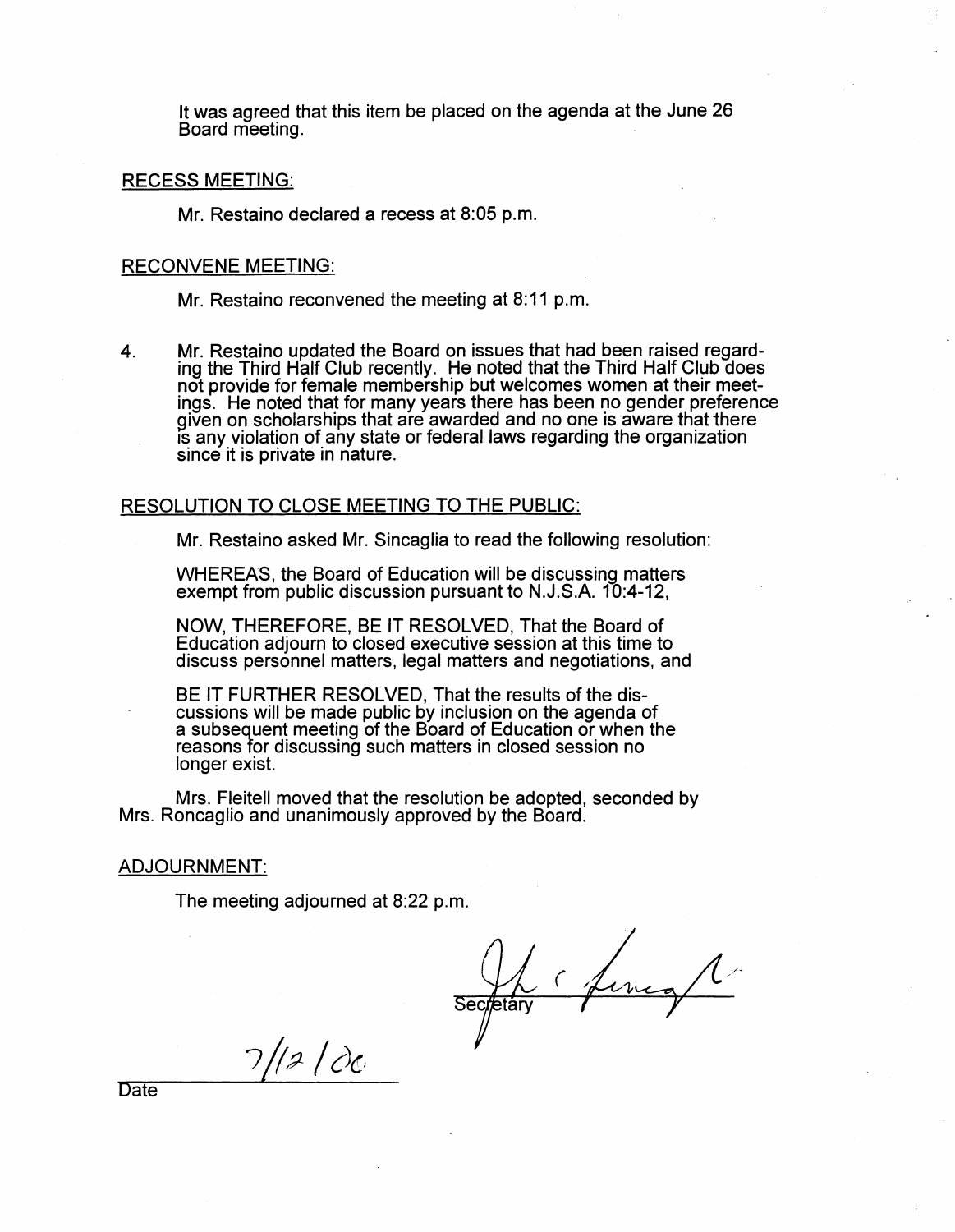It was agreed that this item be placed on the agenda at the June 26 Board meeting.

RECESS MEETING:

Mr. Restaino declared a recess at 8:05 p.m.

RECONVENE MEETING:

Mr. Restaino reconvened the meeting at 8:11 p.m.

4. Mr. Restaino updated the Board on issues that had been raised regarding the Third Half Club recently. He noted that the Third Half Club does not provide for female membership but welcomes women at their meetings. He noted that for many years there has been no gender preference given on scholarships that are awarded and no one is aware that there is any violation of any state or federal laws regarding the organization since it is private in nature.

RESOLUTION TO CLOSE MEETING TO THE PUBLIC:

Mr. Restaino asked Mr. Sincaglia to read the following resolution:

WHEREAS, the Board of Education will be discussing matters exempt from public discussion pursuant to N.J.S.A. 10:4-12,

NOW, THEREFORE, BE IT RESOLVED, That the Board of Education adjourn to closed executive session at this time to discuss personnel matters, legal matters and negotiations, and

BE IT FURTHER RESOLVED, That the results of the discussions will be made public by inclusion on the agenda of a subsequent meeting of the Board of Education or when the reasons for discussing such matters in closed session no longer exist.

Mrs. Fleitell moved that the resolution be adopted, seconded by Mrs. Roncaglio and unanimously approved by the Board.

ADJOURNMENT:

The meeting adjourned at 8:22 p.m.

Secretary

7/12/06
Date